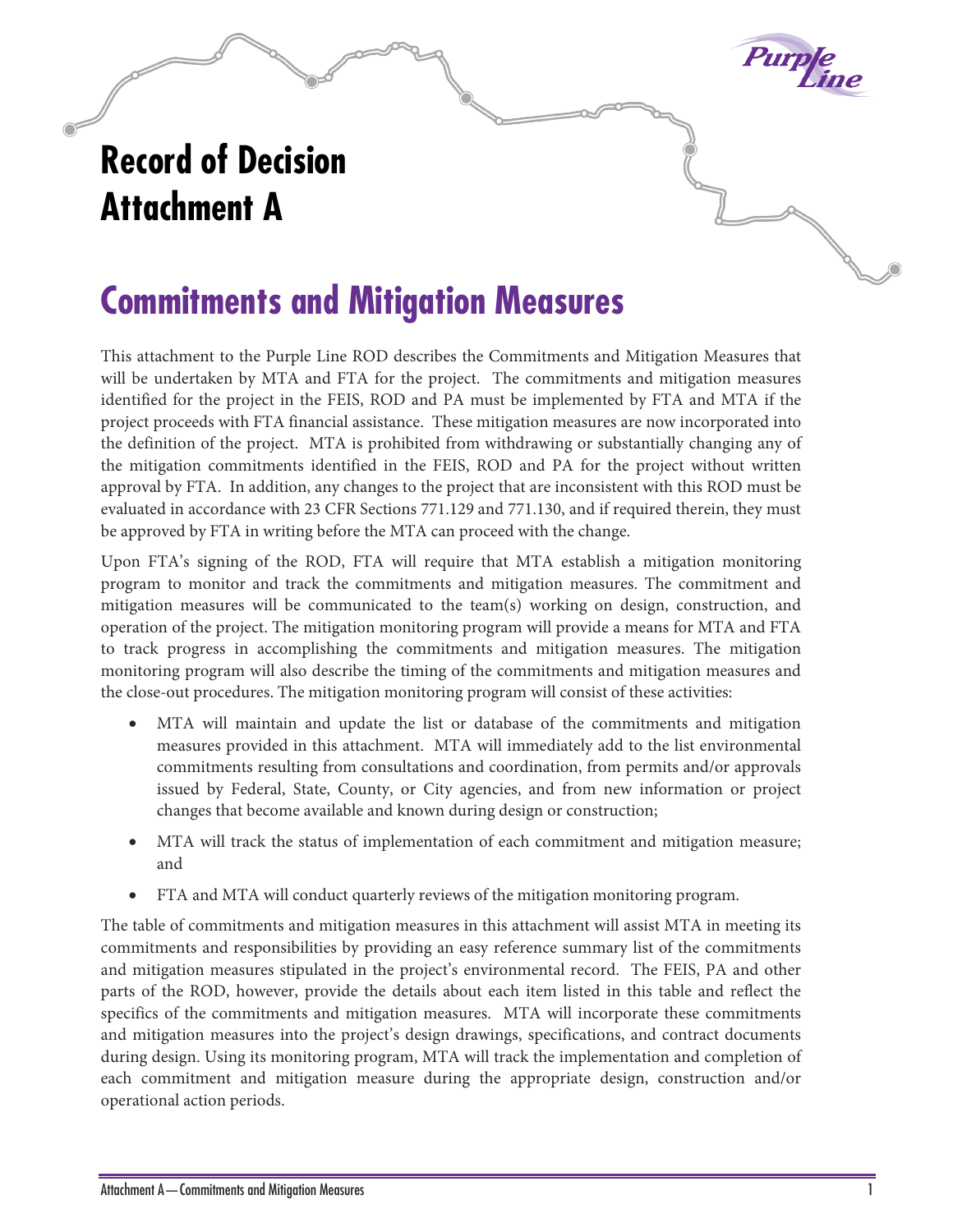# Record of Decision Attachment A

## Commitments and Mitigation Measures

This attachment to the Purple Line ROD describes the Commitments and Mitigation Measures that will be undertaken by MTA and FTA for the project. The commitments and mitigation measures identified for the project in the FEIS, ROD and PA must be implemented by FTA and MTA if the project proceeds with FTA financial assistance. These mitigation measures are now incorporated into the definition of the project. MTA is prohibited from withdrawing or substantially changing any of the mitigation commitments identified in the FEIS, ROD and PA for the project without written approval by FTA. In addition, any changes to the project that are inconsistent with this ROD must be evaluated in accordance with 23 CFR Sections 771.129 and 771.130, and if required therein, they must be approved by FTA in writing before the MTA can proceed with the change.

Upon FTA's signing of the ROD, FTA will require that MTA establish a mitigation monitoring program to monitor and track the commitments and mitigation measures. The commitment and mitigation measures will be communicated to the team(s) working on design, construction, and operation of the project. The mitigation monitoring program will provide a means for MTA and FTA to track progress in accomplishing the commitments and mitigation measures. The mitigation monitoring program will also describe the timing of the commitments and mitigation measures and the close-out procedures. The mitigation monitoring program will consist of these activities:

- MTA will maintain and update the list or database of the commitments and mitigation measures provided in this attachment. MTA will immediately add to the list environmental commitments resulting from consultations and coordination, from permits and/or approvals issued by Federal, State, County, or City agencies, and from new information or project changes that become available and known during design or construction;
- MTA will track the status of implementation of each commitment and mitigation measure; and
- FTA and MTA will conduct quarterly reviews of the mitigation monitoring program.

The table of commitments and mitigation measures in this attachment will assist MTA in meeting its commitments and responsibilities by providing an easy reference summary list of the commitments and mitigation measures stipulated in the project's environmental record. The FEIS, PA and other parts of the ROD, however, provide the details about each item listed in this table and reflect the specifics of the commitments and mitigation measures. MTA will incorporate these commitments and mitigation measures into the project's design drawings, specifications, and contract documents during design. Using its monitoring program, MTA will track the implementation and completion of each commitment and mitigation measure during the appropriate design, construction and/or operational action periods.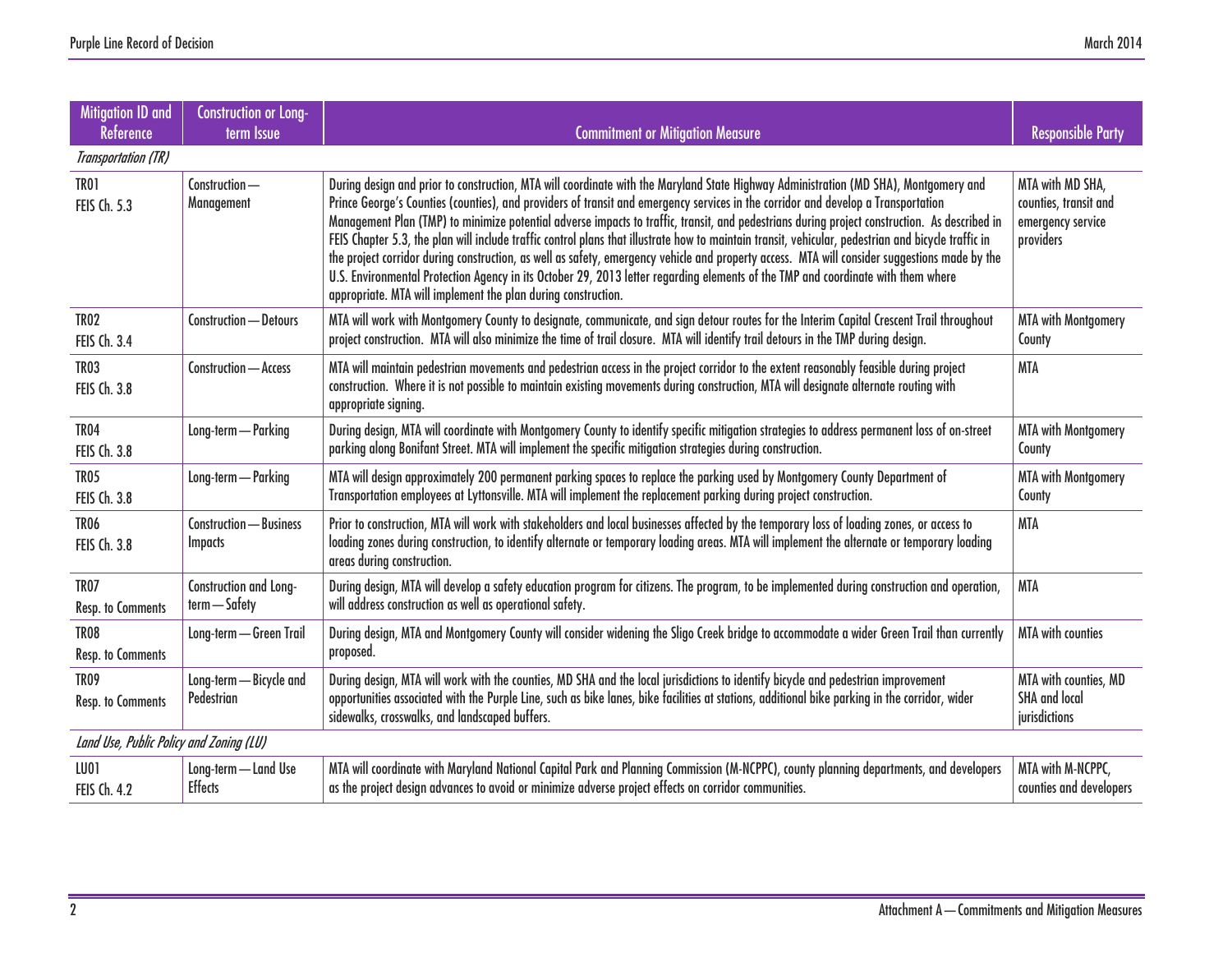| Mitigation ID and Reference | Construction or Long-term Issue | Commitment or Mitigation Measure | Responsible Party |
|---|---|---|---|
| *Transportation (TR)* | | | |
| TR01 FEIS Ch. 5.3 | Construction — Management | During design and prior to construction, MTA will coordinate with the Maryland State Highway Administration (MD SHA), Montgomery and Prince George's Counties (counties), and providers of transit and emergency services in the corridor and develop a Transportation Management Plan (TMP) to minimize potential adverse impacts to traffic, transit, and pedestrians during project construction. As described in FEIS Chapter 5.3, the plan will include traffic control plans that illustrate how to maintain transit, vehicular, pedestrian and bicycle traffic in the project corridor during construction, as well as safety, emergency vehicle and property access. MTA will consider suggestions made by the U.S. Environmental Protection Agency in its October 29, 2013 letter regarding elements of the TMP and coordinate with them where appropriate. MTA will implement the plan during construction. | MTA with MD SHA, counties, transit and emergency service providers |
| TR02 FEIS Ch. 3.4 | Construction — Detours | MTA will work with Montgomery County to designate, communicate, and sign detour routes for the Interim Capital Crescent Trail throughout project construction. MTA will also minimize the time of trail closure. MTA will identify trail detours in the TMP during design. | MTA with Montgomery County |
| TR03 FEIS Ch. 3.8 | Construction — Access | MTA will maintain pedestrian movements and pedestrian access in the project corridor to the extent reasonably feasible during project construction. Where it is not possible to maintain existing movements during construction, MTA will designate alternate routing with appropriate signing. | MTA |
| TR04 FEIS Ch. 3.8 | Long-term — Parking | During design, MTA will coordinate with Montgomery County to identify specific mitigation strategies to address permanent loss of on-street parking along Bonifant Street. MTA will implement the specific mitigation strategies during construction. | MTA with Montgomery County |
| TR05 FEIS Ch. 3.8 | Long-term — Parking | MTA will design approximately 200 permanent parking spaces to replace the parking used by Montgomery County Department of Transportation employees at Lyttonsville. MTA will implement the replacement parking during project construction. | MTA with Montgomery County |
| TR06 FEIS Ch. 3.8 | Construction — Business Impacts | Prior to construction, MTA will work with stakeholders and local businesses affected by the temporary loss of loading zones, or access to loading zones during construction, to identify alternate or temporary loading areas. MTA will implement the alternate or temporary loading areas during construction. | MTA |
| TR07 Resp. to Comments | Construction and Long-term — Safety | During design, MTA will develop a safety education program for citizens. The program, to be implemented during construction and operation, will address construction as well as operational safety. | MTA |
| TR08 Resp. to Comments | Long-term — Green Trail | During design, MTA and Montgomery County will consider widening the Sligo Creek bridge to accommodate a wider Green Trail than currently proposed. | MTA with counties |
| TR09 Resp. to Comments | Long-term — Bicycle and Pedestrian | During design, MTA will work with the counties, MD SHA and the local jurisdictions to identify bicycle and pedestrian improvement opportunities associated with the Purple Line, such as bike lanes, bike facilities at stations, additional bike parking in the corridor, wider sidewalks, crosswalks, and landscaped buffers. | MTA with counties, MD SHA and local jurisdictions |
| *Land Use, Public Policy and Zoning (LU)* | | | |
| LU01 FEIS Ch. 4.2 | Long-term — Land Use Effects | MTA will coordinate with Maryland National Capital Park and Planning Commission (M-NCPPC), county planning departments, and developers as the project design advances to avoid or minimize adverse project effects on corridor communities. | MTA with M-NCPPC, counties and developers |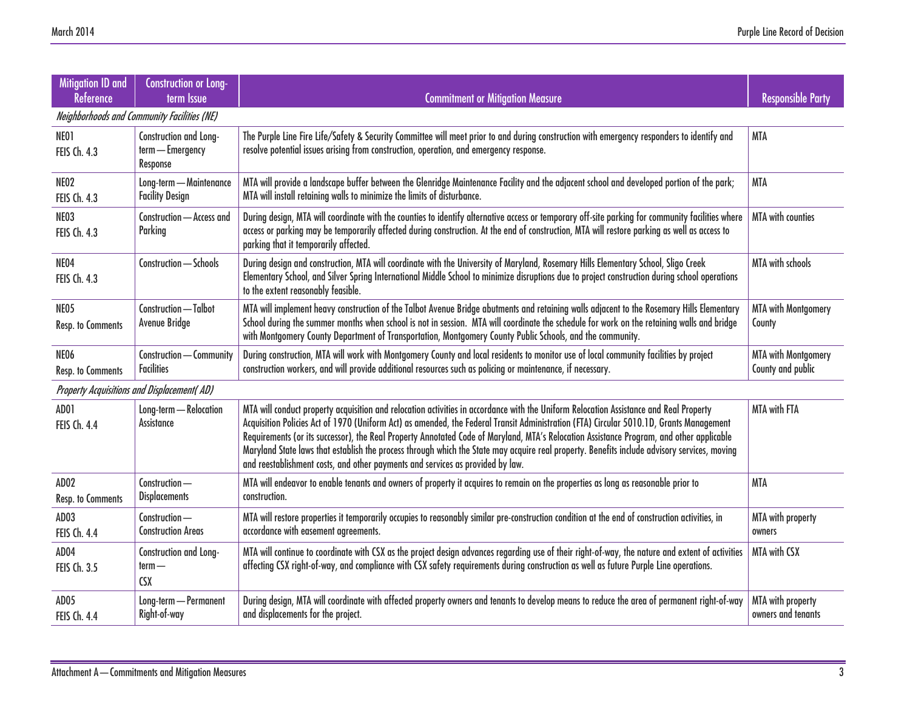| Mitigation ID and Reference | Construction or Long-term Issue | Commitment or Mitigation Measure | Responsible Party |
|---|---|---|---|
| *Neighborhoods and Community Facilities (NE)* | | | |
| NE01 FEIS Ch. 4.3 | Construction and Long-term — Emergency Response | The Purple Line Fire Life/Safety & Security Committee will meet prior to and during construction with emergency responders to identify and resolve potential issues arising from construction, operation, and emergency response. | MTA |
| NE02 FEIS Ch. 4.3 | Long-term — Maintenance Facility Design | MTA will provide a landscape buffer between the Glenridge Maintenance Facility and the adjacent school and developed portion of the park; MTA will install retaining walls to minimize the limits of disturbance. | MTA |
| NE03 FEIS Ch. 4.3 | Construction — Access and Parking | During design, MTA will coordinate with the counties to identify alternative access or temporary off-site parking for community facilities where access or parking may be temporarily affected during construction. At the end of construction, MTA will restore parking as well as access to parking that it temporarily affected. | MTA with counties |
| NE04 FEIS Ch. 4.3 | Construction — Schools | During design and construction, MTA will coordinate with the University of Maryland, Rosemary Hills Elementary School, Sligo Creek Elementary School, and Silver Spring International Middle School to minimize disruptions due to project construction during school operations to the extent reasonably feasible. | MTA with schools |
| NE05 Resp. to Comments | Construction — Talbot Avenue Bridge | MTA will implement heavy construction of the Talbot Avenue Bridge abutments and retaining walls adjacent to the Rosemary Hills Elementary School during the summer months when school is not in session. MTA will coordinate the schedule for work on the retaining walls and bridge with Montgomery County Department of Transportation, Montgomery County Public Schools, and the community. | MTA with Montgomery County |
| NE06 Resp. to Comments | Construction — Community Facilities | During construction, MTA will work with Montgomery County and local residents to monitor use of local community facilities by project construction workers, and will provide additional resources such as policing or maintenance, if necessary. | MTA with Montgomery County and public |
| *Property Acquisitions and Displacement( AD)* | | | |
| AD01 FEIS Ch. 4.4 | Long-term — Relocation Assistance | MTA will conduct property acquisition and relocation activities in accordance with the Uniform Relocation Assistance and Real Property Acquisition Policies Act of 1970 (Uniform Act) as amended, the Federal Transit Administration (FTA) Circular 5010.1D, Grants Management Requirements (or its successor), the Real Property Annotated Code of Maryland, MTA's Relocation Assistance Program, and other applicable Maryland State laws that establish the process through which the State may acquire real property. Benefits include advisory services, moving and reestablishment costs, and other payments and services as provided by law. | MTA with FTA |
| AD02 Resp. to Comments | Construction — Displacements | MTA will endeavor to enable tenants and owners of property it acquires to remain on the properties as long as reasonable prior to construction. | MTA |
| AD03 FEIS Ch. 4.4 | Construction — Construction Areas | MTA will restore properties it temporarily occupies to reasonably similar pre-construction condition at the end of construction activities, in accordance with easement agreements. | MTA with property owners |
| AD04 FEIS Ch. 3.5 | Construction and Long-term — CSX | MTA will continue to coordinate with CSX as the project design advances regarding use of their right-of-way, the nature and extent of activities affecting CSX right-of-way, and compliance with CSX safety requirements during construction as well as future Purple Line operations. | MTA with CSX |
| AD05 FEIS Ch. 4.4 | Long-term — Permanent Right-of-way | During design, MTA will coordinate with affected property owners and tenants to develop means to reduce the area of permanent right-of-way and displacements for the project. | MTA with property owners and tenants |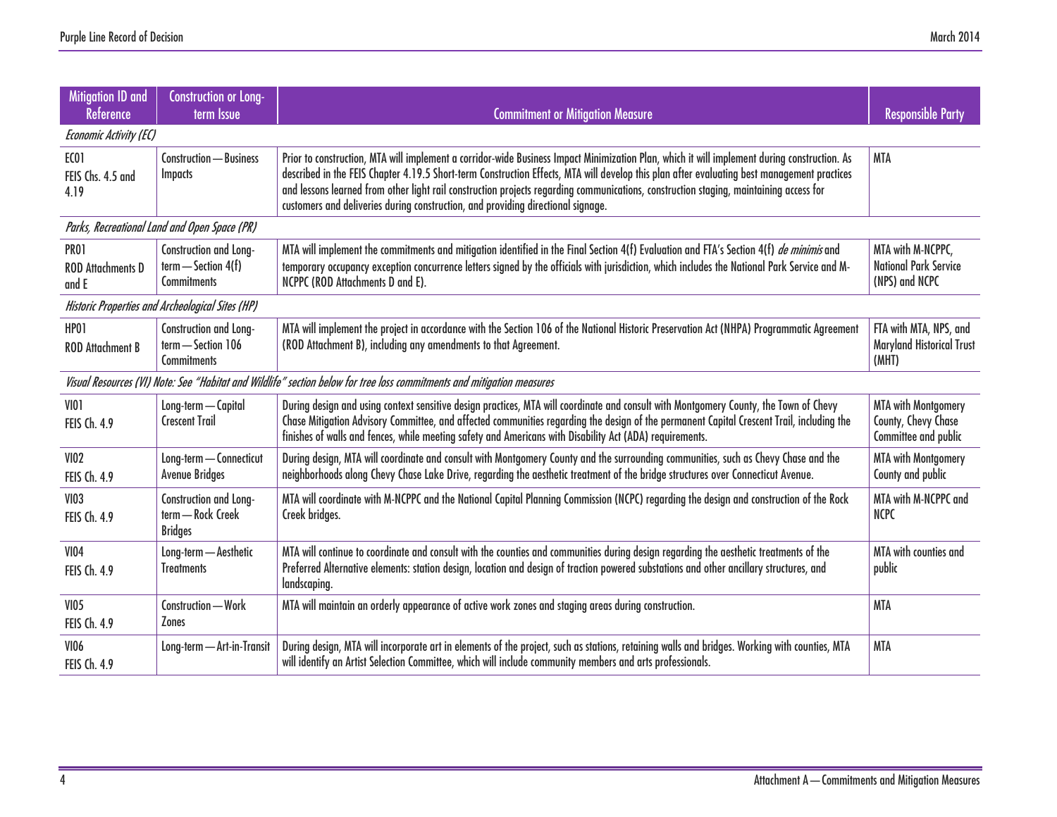| Mitigation ID and Reference | Construction or Long-term Issue | Commitment or Mitigation Measure | Responsible Party |
|---|---|---|---|
| *Economic Activity (EC)* | | | |
| EC01<br>FEIS Chs. 4.5 and 4.19 | Construction — Business Impacts | Prior to construction, MTA will implement a corridor-wide Business Impact Minimization Plan, which it will implement during construction. As described in the FEIS Chapter 4.19.5 Short-term Construction Effects, MTA will develop this plan after evaluating best management practices and lessons learned from other light rail construction projects regarding communications, construction staging, maintaining access for customers and deliveries during construction, and providing directional signage. | MTA |
| *Parks, Recreational Land and Open Space (PR)* | | | |
| PR01<br>ROD Attachments D and E | Construction and Long-term — Section 4(f) Commitments | MTA will implement the commitments and mitigation identified in the Final Section 4(f) Evaluation and FTA's Section 4(f) *de minimis* and temporary occupancy exception concurrence letters signed by the officials with jurisdiction, which includes the National Park Service and M-NCPPC (ROD Attachments D and E). | MTA with M-NCPPC, National Park Service (NPS) and NCPC |
| *Historic Properties and Archeological Sites (HP)* | | | |
| HP01<br>ROD Attachment B | Construction and Long-term — Section 106 Commitments | MTA will implement the project in accordance with the Section 106 of the National Historic Preservation Act (NHPA) Programmatic Agreement (ROD Attachment B), including any amendments to that Agreement. | FTA with MTA, NPS, and Maryland Historical Trust (MHT) |
| *Visual Resources (VI) Note: See "Habitat and Wildlife" section below for tree loss commitments and mitigation measures* | | | |
| VI01<br>FEIS Ch. 4.9 | Long-term — Capital Crescent Trail | During design and using context sensitive design practices, MTA will coordinate and consult with Montgomery County, the Town of Chevy Chase Mitigation Advisory Committee, and affected communities regarding the design of the permanent Capital Crescent Trail, including the finishes of walls and fences, while meeting safety and Americans with Disability Act (ADA) requirements. | MTA with Montgomery County, Chevy Chase Committee and public |
| VI02<br>FEIS Ch. 4.9 | Long-term — Connecticut Avenue Bridges | During design, MTA will coordinate and consult with Montgomery County and the surrounding communities, such as Chevy Chase and the neighborhoods along Chevy Chase Lake Drive, regarding the aesthetic treatment of the bridge structures over Connecticut Avenue. | MTA with Montgomery County and public |
| VI03<br>FEIS Ch. 4.9 | Construction and Long-term — Rock Creek Bridges | MTA will coordinate with M-NCPPC and the National Capital Planning Commission (NCPC) regarding the design and construction of the Rock Creek bridges. | MTA with M-NCPPC and NCPC |
| VI04<br>FEIS Ch. 4.9 | Long-term — Aesthetic Treatments | MTA will continue to coordinate and consult with the counties and communities during design regarding the aesthetic treatments of the Preferred Alternative elements: station design, location and design of traction powered substations and other ancillary structures, and landscaping. | MTA with counties and public |
| VI05<br>FEIS Ch. 4.9 | Construction — Work Zones | MTA will maintain an orderly appearance of active work zones and staging areas during construction. | MTA |
| VI06<br>FEIS Ch. 4.9 | Long-term — Art-in-Transit | During design, MTA will incorporate art in elements of the project, such as stations, retaining walls and bridges. Working with counties, MTA will identify an Artist Selection Committee, which will include community members and arts professionals. | MTA |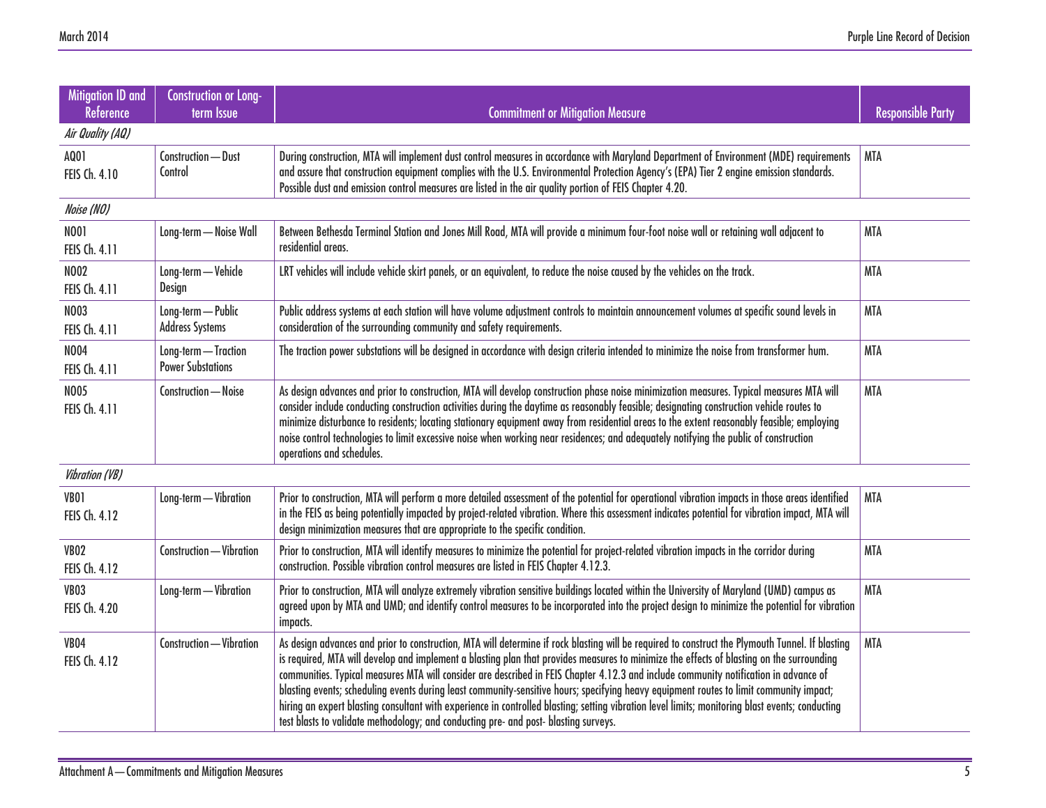| Mitigation ID and Reference | Construction or Long-term Issue | Commitment or Mitigation Measure | Responsible Party |
|---|---|---|---|
| *Air Quality (AQ)* | | | |
| AQ01<br>FEIS Ch. 4.10 | Construction — Dust Control | During construction, MTA will implement dust control measures in accordance with Maryland Department of Environment (MDE) requirements and assure that construction equipment complies with the U.S. Environmental Protection Agency's (EPA) Tier 2 engine emission standards. Possible dust and emission control measures are listed in the air quality portion of FEIS Chapter 4.20. | MTA |
| *Noise (NO)* | | | |
| NO01<br>FEIS Ch. 4.11 | Long-term — Noise Wall | Between Bethesda Terminal Station and Jones Mill Road, MTA will provide a minimum four-foot noise wall or retaining wall adjacent to residential areas. | MTA |
| NO02<br>FEIS Ch. 4.11 | Long-term — Vehicle Design | LRT vehicles will include vehicle skirt panels, or an equivalent, to reduce the noise caused by the vehicles on the track. | MTA |
| NO03<br>FEIS Ch. 4.11 | Long-term — Public Address Systems | Public address systems at each station will have volume adjustment controls to maintain announcement volumes at specific sound levels in consideration of the surrounding community and safety requirements. | MTA |
| NO04<br>FEIS Ch. 4.11 | Long-term — Traction Power Substations | The traction power substations will be designed in accordance with design criteria intended to minimize the noise from transformer hum. | MTA |
| NO05<br>FEIS Ch. 4.11 | Construction — Noise | As design advances and prior to construction, MTA will develop construction phase noise minimization measures. Typical measures MTA will consider include conducting construction activities during the daytime as reasonably feasible; designating construction vehicle routes to minimize disturbance to residents; locating stationary equipment away from residential areas to the extent reasonably feasible; employing noise control technologies to limit excessive noise when working near residences; and adequately notifying the public of construction operations and schedules. | MTA |
| *Vibration (VB)* | | | |
| VB01<br>FEIS Ch. 4.12 | Long-term — Vibration | Prior to construction, MTA will perform a more detailed assessment of the potential for operational vibration impacts in those areas identified in the FEIS as being potentially impacted by project-related vibration. Where this assessment indicates potential for vibration impact, MTA will design minimization measures that are appropriate to the specific condition. | MTA |
| VB02<br>FEIS Ch. 4.12 | Construction — Vibration | Prior to construction, MTA will identify measures to minimize the potential for project-related vibration impacts in the corridor during construction. Possible vibration control measures are listed in FEIS Chapter 4.12.3. | MTA |
| VB03<br>FEIS Ch. 4.20 | Long-term — Vibration | Prior to construction, MTA will analyze extremely vibration sensitive buildings located within the University of Maryland (UMD) campus as agreed upon by MTA and UMD; and identify control measures to be incorporated into the project design to minimize the potential for vibration impacts. | MTA |
| VB04<br>FEIS Ch. 4.12 | Construction — Vibration | As design advances and prior to construction, MTA will determine if rock blasting will be required to construct the Plymouth Tunnel. If blasting is required, MTA will develop and implement a blasting plan that provides measures to minimize the effects of blasting on the surrounding communities. Typical measures MTA will consider are described in FEIS Chapter 4.12.3 and include community notification in advance of blasting events; scheduling events during least community-sensitive hours; specifying heavy equipment routes to limit community impact; hiring an expert blasting consultant with experience in controlled blasting; setting vibration level limits; monitoring blast events; conducting test blasts to validate methodology; and conducting pre- and post- blasting surveys. | MTA |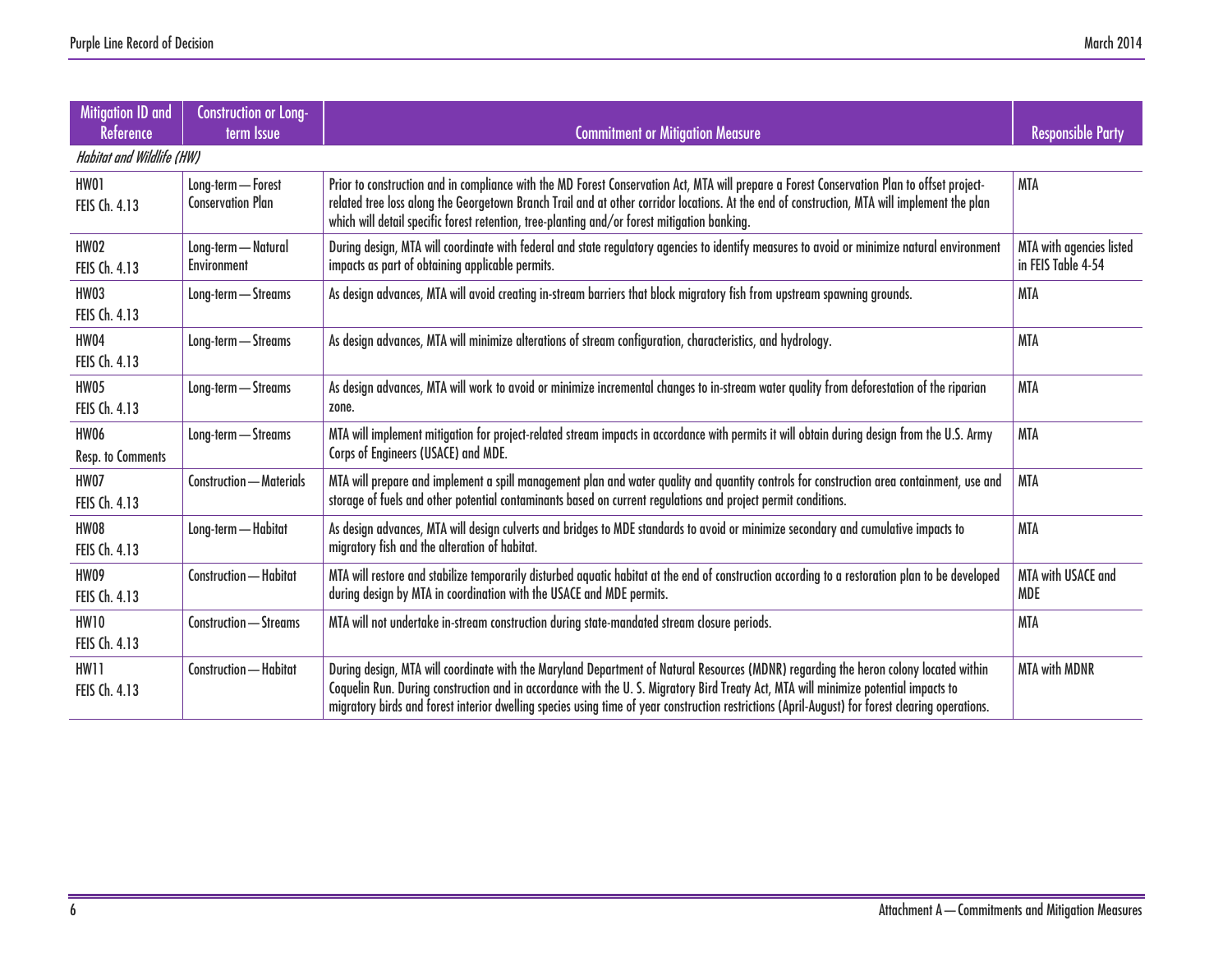| Mitigation ID and Reference | Construction or Long-term Issue | Commitment or Mitigation Measure | Responsible Party |
|---|---|---|---|
| *Habitat and Wildlife (HW)* | | | |
| HW01<br>FEIS Ch. 4.13 | Long-term — Forest Conservation Plan | Prior to construction and in compliance with the MD Forest Conservation Act, MTA will prepare a Forest Conservation Plan to offset project-related tree loss along the Georgetown Branch Trail and at other corridor locations. At the end of construction, MTA will implement the plan which will detail specific forest retention, tree-planting and/or forest mitigation banking. | MTA |
| HW02<br>FEIS Ch. 4.13 | Long-term — Natural Environment | During design, MTA will coordinate with federal and state regulatory agencies to identify measures to avoid or minimize natural environment impacts as part of obtaining applicable permits. | MTA with agencies listed in FEIS Table 4-54 |
| HW03<br>FEIS Ch. 4.13 | Long-term — Streams | As design advances, MTA will avoid creating in-stream barriers that block migratory fish from upstream spawning grounds. | MTA |
| HW04<br>FEIS Ch. 4.13 | Long-term — Streams | As design advances, MTA will minimize alterations of stream configuration, characteristics, and hydrology. | MTA |
| HW05<br>FEIS Ch. 4.13 | Long-term — Streams | As design advances, MTA will work to avoid or minimize incremental changes to in-stream water quality from deforestation of the riparian zone. | MTA |
| HW06<br>Resp. to Comments | Long-term — Streams | MTA will implement mitigation for project-related stream impacts in accordance with permits it will obtain during design from the U.S. Army Corps of Engineers (USACE) and MDE. | MTA |
| HW07<br>FEIS Ch. 4.13 | Construction — Materials | MTA will prepare and implement a spill management plan and water quality and quantity controls for construction area containment, use and storage of fuels and other potential contaminants based on current regulations and project permit conditions. | MTA |
| HW08<br>FEIS Ch. 4.13 | Long-term — Habitat | As design advances, MTA will design culverts and bridges to MDE standards to avoid or minimize secondary and cumulative impacts to migratory fish and the alteration of habitat. | MTA |
| HW09<br>FEIS Ch. 4.13 | Construction — Habitat | MTA will restore and stabilize temporarily disturbed aquatic habitat at the end of construction according to a restoration plan to be developed during design by MTA in coordination with the USACE and MDE permits. | MTA with USACE and MDE |
| HW10<br>FEIS Ch. 4.13 | Construction — Streams | MTA will not undertake in-stream construction during state-mandated stream closure periods. | MTA |
| HW11<br>FEIS Ch. 4.13 | Construction — Habitat | During design, MTA will coordinate with the Maryland Department of Natural Resources (MDNR) regarding the heron colony located within Coquelin Run. During construction and in accordance with the U. S. Migratory Bird Treaty Act, MTA will minimize potential impacts to migratory birds and forest interior dwelling species using time of year construction restrictions (April-August) for forest clearing operations. | MTA with MDNR |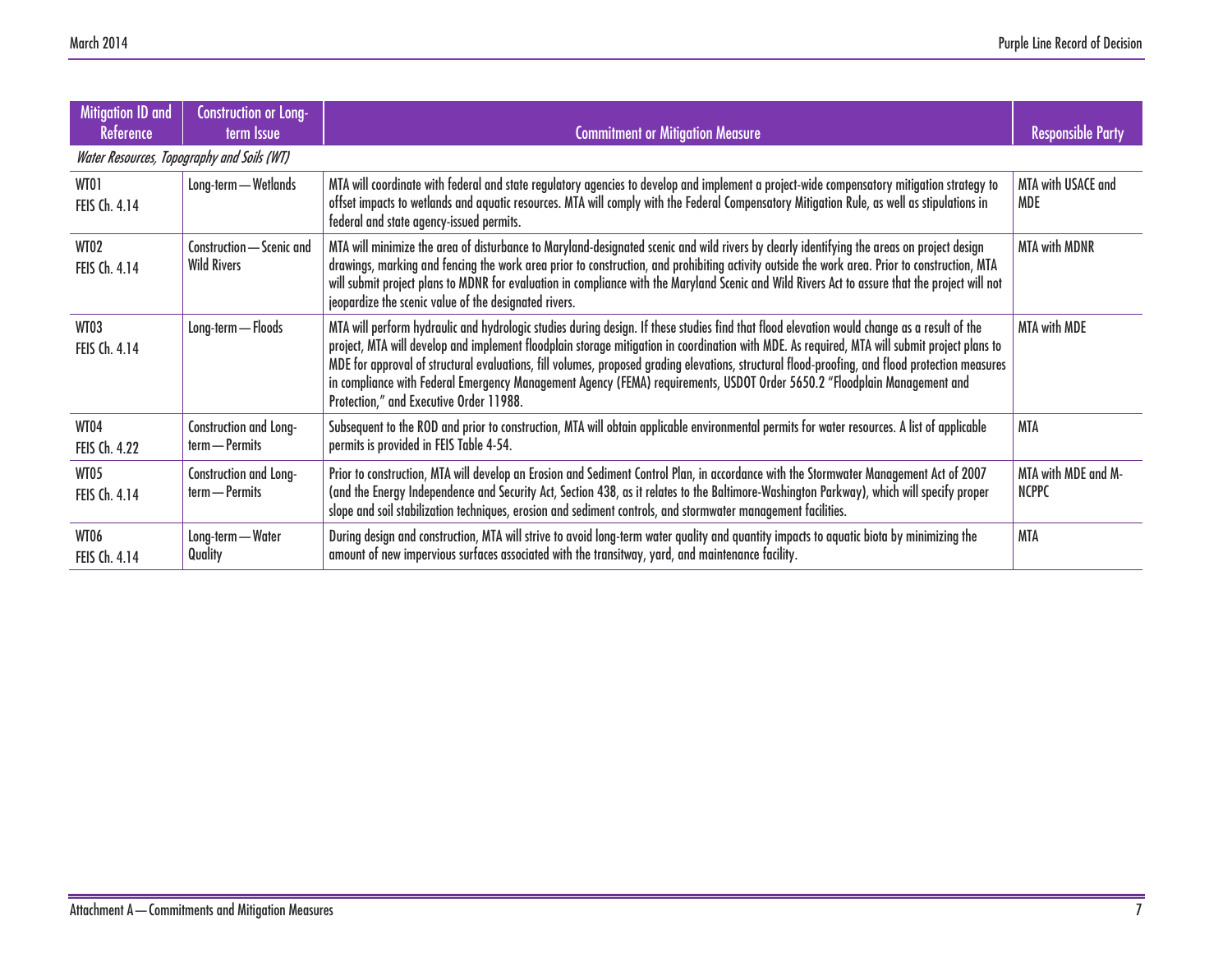| Mitigation ID and Reference | Construction or Long-term Issue | Commitment or Mitigation Measure | Responsible Party |
|---|---|---|---|
| *Water Resources, Topography and Soils (WT)* | | | |
| WT01 FEIS Ch. 4.14 | Long-term — Wetlands | MTA will coordinate with federal and state regulatory agencies to develop and implement a project-wide compensatory mitigation strategy to offset impacts to wetlands and aquatic resources. MTA will comply with the Federal Compensatory Mitigation Rule, as well as stipulations in federal and state agency-issued permits. | MTA with USACE and MDE |
| WT02 FEIS Ch. 4.14 | Construction — Scenic and Wild Rivers | MTA will minimize the area of disturbance to Maryland-designated scenic and wild rivers by clearly identifying the areas on project design drawings, marking and fencing the work area prior to construction, and prohibiting activity outside the work area. Prior to construction, MTA will submit project plans to MDNR for evaluation in compliance with the Maryland Scenic and Wild Rivers Act to assure that the project will not jeopardize the scenic value of the designated rivers. | MTA with MDNR |
| WT03 FEIS Ch. 4.14 | Long-term — Floods | MTA will perform hydraulic and hydrologic studies during design. If these studies find that flood elevation would change as a result of the project, MTA will develop and implement floodplain storage mitigation in coordination with MDE. As required, MTA will submit project plans to MDE for approval of structural evaluations, fill volumes, proposed grading elevations, structural flood-proofing, and flood protection measures in compliance with Federal Emergency Management Agency (FEMA) requirements, USDOT Order 5650.2 "Floodplain Management and Protection," and Executive Order 11988. | MTA with MDE |
| WT04 FEIS Ch. 4.22 | Construction and Long-term — Permits | Subsequent to the ROD and prior to construction, MTA will obtain applicable environmental permits for water resources. A list of applicable permits is provided in FEIS Table 4-54. | MTA |
| WT05 FEIS Ch. 4.14 | Construction and Long-term — Permits | Prior to construction, MTA will develop an Erosion and Sediment Control Plan, in accordance with the Stormwater Management Act of 2007 (and the Energy Independence and Security Act, Section 438, as it relates to the Baltimore-Washington Parkway), which will specify proper slope and soil stabilization techniques, erosion and sediment controls, and stormwater management facilities. | MTA with MDE and M-NCPPC |
| WT06 FEIS Ch. 4.14 | Long-term — Water Quality | During design and construction, MTA will strive to avoid long-term water quality and quantity impacts to aquatic biota by minimizing the amount of new impervious surfaces associated with the transitway, yard, and maintenance facility. | MTA |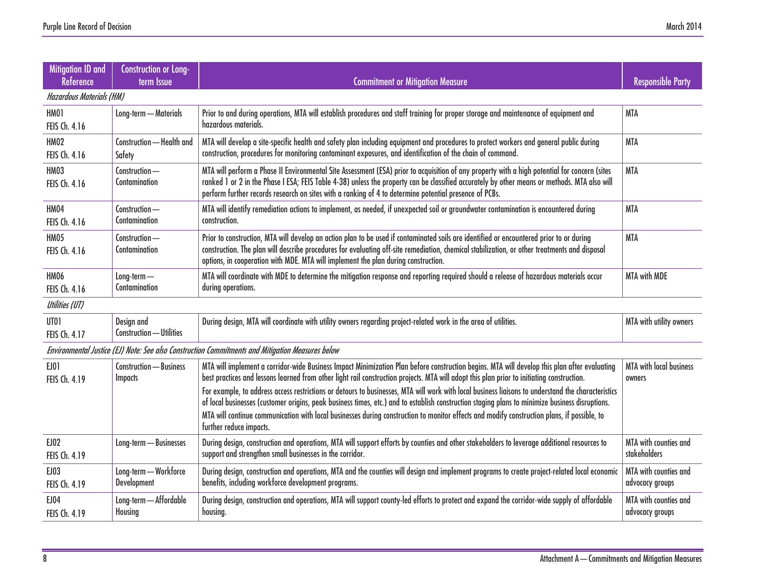| Mitigation ID and Reference | Construction or Long-term Issue | Commitment or Mitigation Measure | Responsible Party |
|---|---|---|---|
| *Hazardous Materials (HM)* | | | |
| HM01 FEIS Ch. 4.16 | Long-term—Materials | Prior to and during operations, MTA will establish procedures and staff training for proper storage and maintenance of equipment and hazardous materials. | MTA |
| HM02 FEIS Ch. 4.16 | Construction—Health and Safety | MTA will develop a site-specific health and safety plan including equipment and procedures to protect workers and general public during construction, procedures for monitoring contaminant exposures, and identification of the chain of command. | MTA |
| HM03 FEIS Ch. 4.16 | Construction—Contamination | MTA will perform a Phase II Environmental Site Assessment (ESA) prior to acquisition of any property with a high potential for concern (sites ranked 1 or 2 in the Phase I ESA; FEIS Table 4-38) unless the property can be classified accurately by other means or methods. MTA also will perform further records research on sites with a ranking of 4 to determine potential presence of PCBs. | MTA |
| HM04 FEIS Ch. 4.16 | Construction—Contamination | MTA will identify remediation actions to implement, as needed, if unexpected soil or groundwater contamination is encountered during construction. | MTA |
| HM05 FEIS Ch. 4.16 | Construction—Contamination | Prior to construction, MTA will develop an action plan to be used if contaminated soils are identified or encountered prior to or during construction. The plan will describe procedures for evaluating off-site remediation, chemical stabilization, or other treatments and disposal options, in cooperation with MDE. MTA will implement the plan during construction. | MTA |
| HM06 FEIS Ch. 4.16 | Long-term—Contamination | MTA will coordinate with MDE to determine the mitigation response and reporting required should a release of hazardous materials occur during operations. | MTA with MDE |
| *Utilities (UT)* | | | |
| UT01 FEIS Ch. 4.17 | Design and Construction—Utilities | During design, MTA will coordinate with utility owners regarding project-related work in the area of utilities. | MTA with utility owners |
| *Environmental Justice (EJ) Note: See also Construction Commitments and Mitigation Measures below* | | | |
| EJ01 FEIS Ch. 4.19 | Construction—Business Impacts | MTA will implement a corridor-wide Business Impact Minimization Plan before construction begins. MTA will develop this plan after evaluating best practices and lessons learned from other light rail construction projects. MTA will adopt this plan prior to initiating construction.<br>For example, to address access restrictions or detours to businesses, MTA will work with local business liaisons to understand the characteristics of local businesses (customer origins, peak business times, etc.) and to establish construction staging plans to minimize business disruptions.<br>MTA will continue communication with local businesses during construction to monitor effects and modify construction plans, if possible, to further reduce impacts. | MTA with local business owners |
| EJ02 FEIS Ch. 4.19 | Long-term—Businesses | During design, construction and operations, MTA will support efforts by counties and other stakeholders to leverage additional resources to support and strengthen small businesses in the corridor. | MTA with counties and stakeholders |
| EJ03 FEIS Ch. 4.19 | Long-term—Workforce Development | During design, construction and operations, MTA and the counties will design and implement programs to create project-related local economic benefits, including workforce development programs. | MTA with counties and advocacy groups |
| EJ04 FEIS Ch. 4.19 | Long-term—Affordable Housing | During design, construction and operations, MTA will support county-led efforts to protect and expand the corridor-wide supply of affordable housing. | MTA with counties and advocacy groups |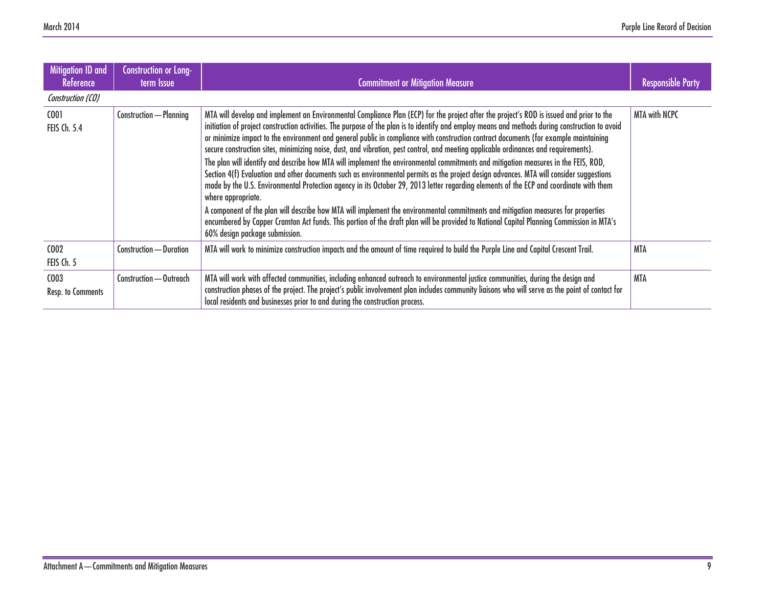| Mitigation ID and Reference | Construction or Long-term Issue | Commitment or Mitigation Measure | Responsible Party |
|---|---|---|---|
| *Construction (CO)* | | | |
| CO01<br>FEIS Ch. 5.4 | Construction — Planning | MTA will develop and implement an Environmental Compliance Plan (ECP) for the project after the project's ROD is issued and prior to the initiation of project construction activities. The purpose of the plan is to identify and employ means and methods during construction to avoid or minimize impact to the environment and general public in compliance with construction contract documents (for example maintaining secure construction sites, minimizing noise, dust, and vibration, pest control, and meeting applicable ordinances and requirements).<br>The plan will identify and describe how MTA will implement the environmental commitments and mitigation measures in the FEIS, ROD, Section 4(f) Evaluation and other documents such as environmental permits as the project design advances. MTA will consider suggestions made by the U.S. Environmental Protection agency in its October 29, 2013 letter regarding elements of the ECP and coordinate with them where appropriate.<br>A component of the plan will describe how MTA will implement the environmental commitments and mitigation measures for properties encumbered by Capper Cramton Act funds. This portion of the draft plan will be provided to National Capital Planning Commission in MTA's 60% design package submission. | MTA with NCPC |
| CO02<br>FEIS Ch. 5 | Construction — Duration | MTA will work to minimize construction impacts and the amount of time required to build the Purple Line and Capital Crescent Trail. | MTA |
| CO03<br>Resp. to Comments | Construction — Outreach | MTA will work with affected communities, including enhanced outreach to environmental justice communities, during the design and construction phases of the project. The project's public involvement plan includes community liaisons who will serve as the point of contact for local residents and businesses prior to and during the construction process. | MTA |